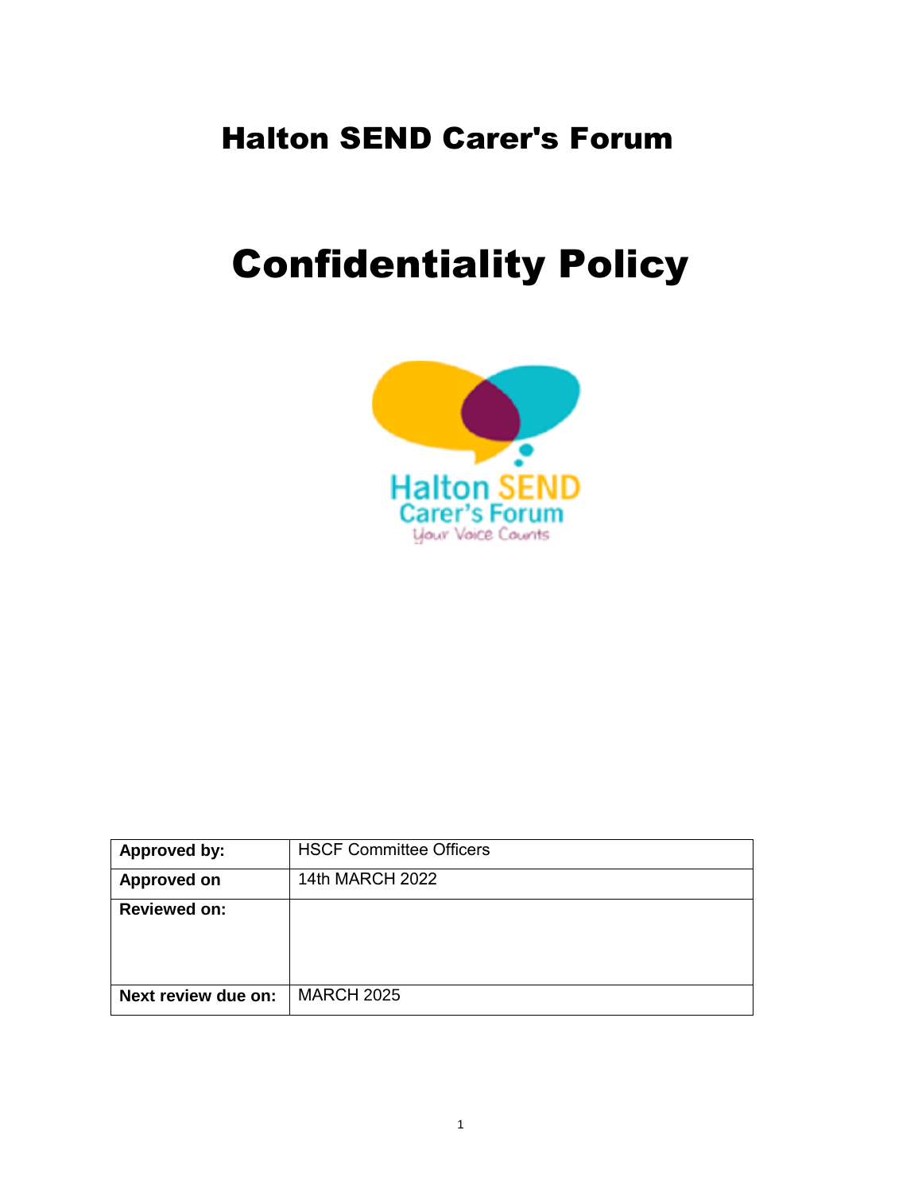# Halton SEND Carer's Forum

# Confidentiality Policy

| Approved by: | HSCF Committee Officers |
|---|---|
| Approved on | 14th MARCH 2022 |
| Reviewed on: | |
| Next review due on: | MARCH 2025 |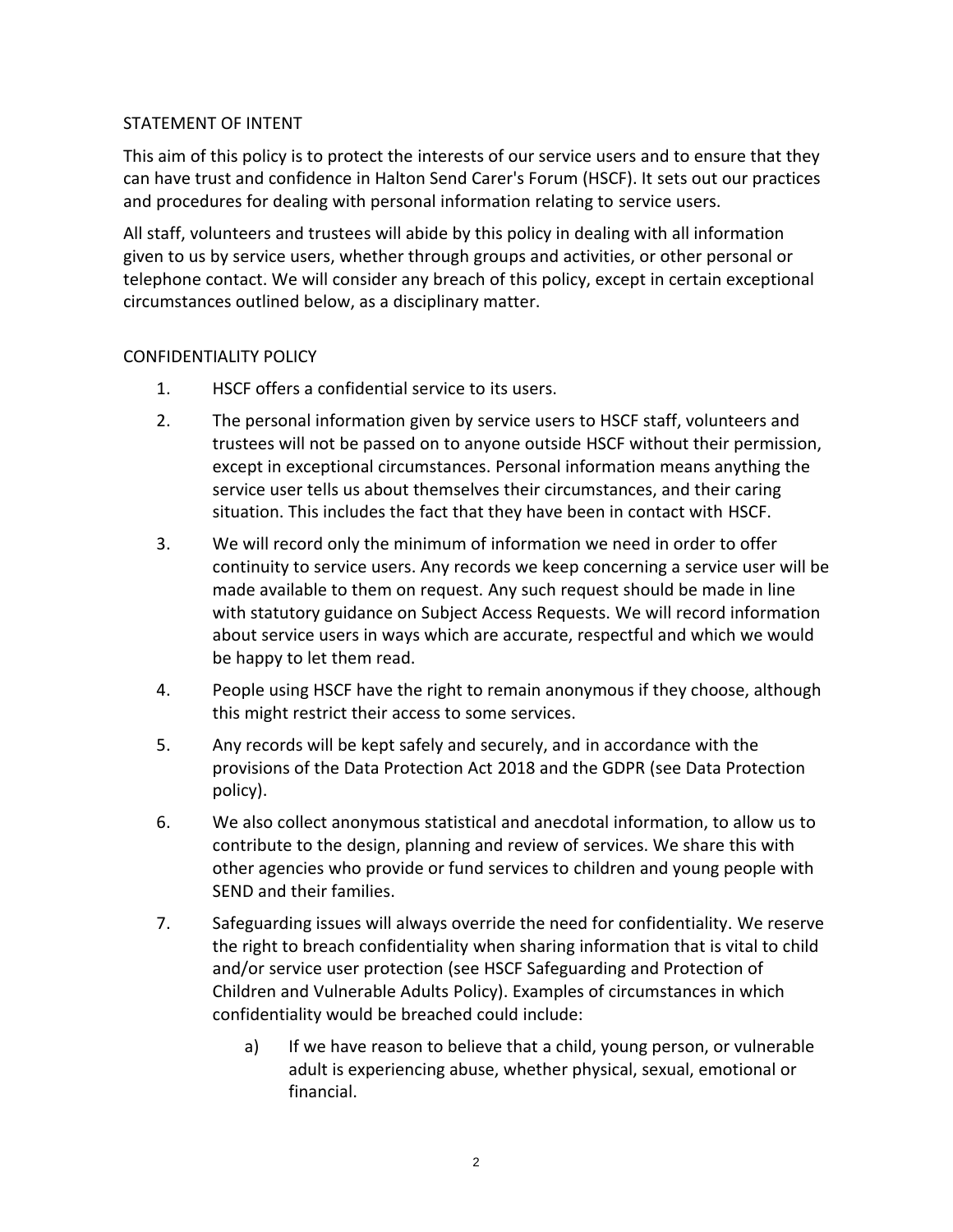## STATEMENT OF INTENT

This aim of this policy is to protect the interests of our service users and to ensure that they can have trust and confidence in Halton Send Carer's Forum (HSCF). It sets out our practices and procedures for dealing with personal information relating to service users.

All staff, volunteers and trustees will abide by this policy in dealing with all information given to us by service users, whether through groups and activities, or other personal or telephone contact. We will consider any breach of this policy, except in certain exceptional circumstances outlined below, as a disciplinary matter.

## CONFIDENTIALITY POLICY

1. HSCF offers a confidential service to its users.
2. The personal information given by service users to HSCF staff, volunteers and trustees will not be passed on to anyone outside HSCF without their permission, except in exceptional circumstances. Personal information means anything the service user tells us about themselves their circumstances, and their caring situation. This includes the fact that they have been in contact with HSCF.
3. We will record only the minimum of information we need in order to offer continuity to service users. Any records we keep concerning a service user will be made available to them on request. Any such request should be made in line with statutory guidance on Subject Access Requests. We will record information about service users in ways which are accurate, respectful and which we would be happy to let them read.
4. People using HSCF have the right to remain anonymous if they choose, although this might restrict their access to some services.
5. Any records will be kept safely and securely, and in accordance with the provisions of the Data Protection Act 2018 and the GDPR (see Data Protection policy).
6. We also collect anonymous statistical and anecdotal information, to allow us to contribute to the design, planning and review of services. We share this with other agencies who provide or fund services to children and young people with SEND and their families.
7. Safeguarding issues will always override the need for confidentiality. We reserve the right to breach confidentiality when sharing information that is vital to child and/or service user protection (see HSCF Safeguarding and Protection of Children and Vulnerable Adults Policy). Examples of circumstances in which confidentiality would be breached could include:
   a) If we have reason to believe that a child, young person, or vulnerable adult is experiencing abuse, whether physical, sexual, emotional or financial.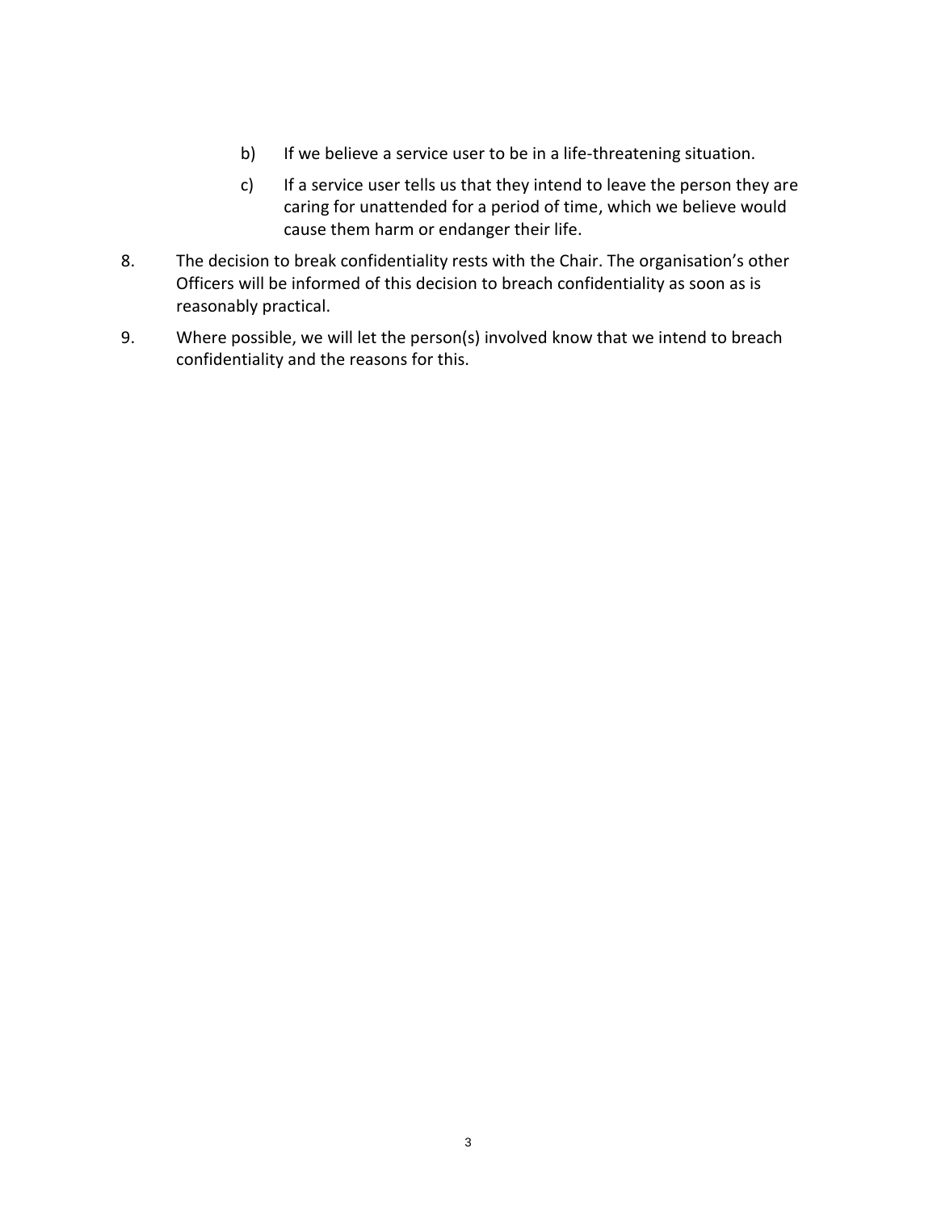b) If we believe a service user to be in a life-threatening situation.

c) If a service user tells us that they intend to leave the person they are caring for unattended for a period of time, which we believe would cause them harm or endanger their life.

8. The decision to break confidentiality rests with the Chair. The organisation's other Officers will be informed of this decision to breach confidentiality as soon as is reasonably practical.

9. Where possible, we will let the person(s) involved know that we intend to breach confidentiality and the reasons for this.